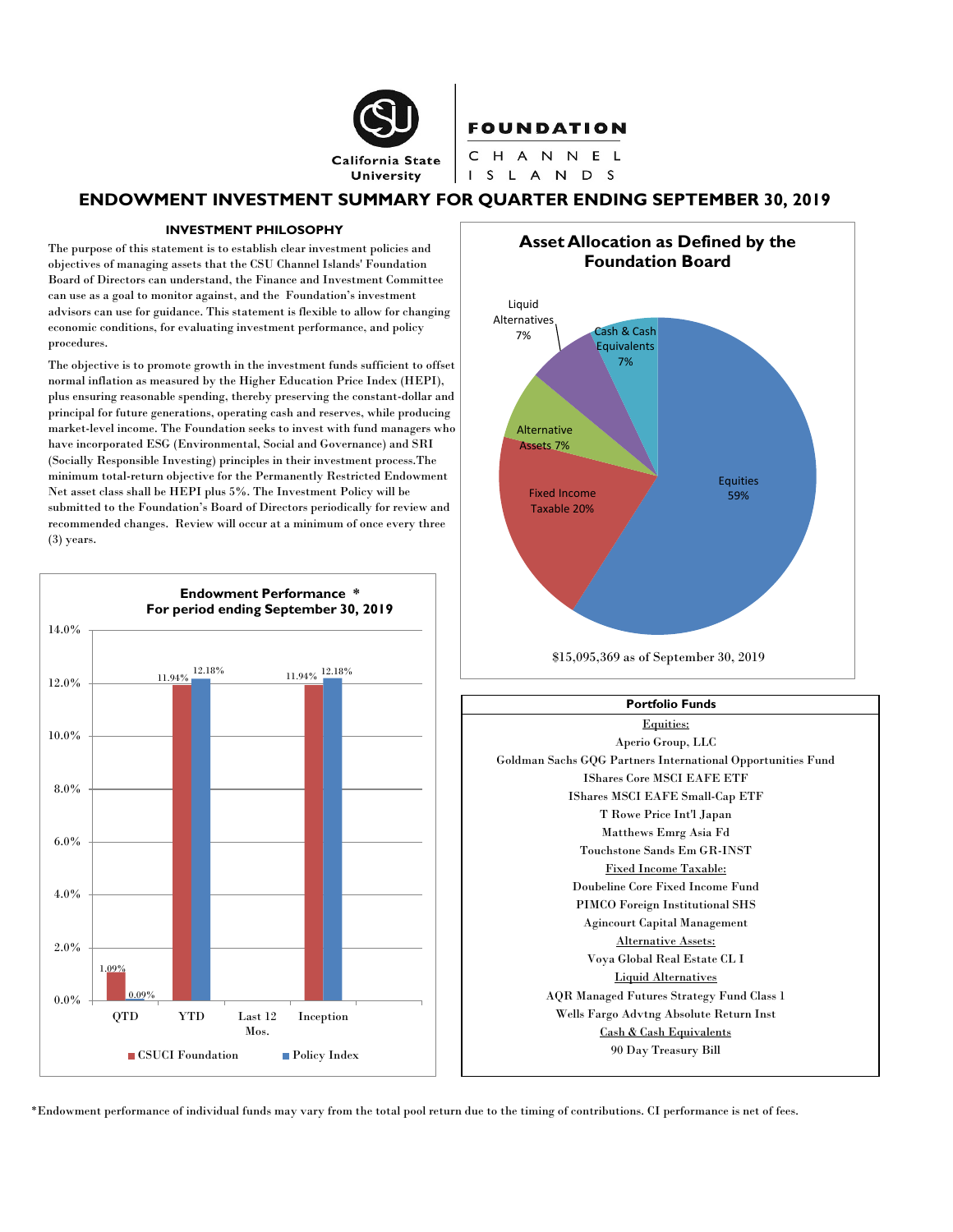California State University | FOUNDATION CHANNEL ISLANDS

# ENDOWMENT INVESTMENT SUMMARY FOR QUARTER ENDING SEPTEMBER 30, 2019

## INVESTMENT PHILOSOPHY

The purpose of this statement is to establish clear investment policies and objectives of managing assets that the CSU Channel Islands' Foundation Board of Directors can understand, the Finance and Investment Committee can use as a goal to monitor against, and the Foundation's investment advisors can use for guidance. This statement is flexible to allow for changing economic conditions, for evaluating investment performance, and policy procedures.

The objective is to promote growth in the investment funds sufficient to offset normal inflation as measured by the Higher Education Price Index (HEPI), plus ensuring reasonable spending, thereby preserving the constant-dollar and principal for future generations, operating cash and reserves, while producing market-level income. The Foundation seeks to invest with fund managers who have incorporated ESG (Environmental, Social and Governance) and SRI (Socially Responsible Investing) principles in their investment process.The minimum total-return objective for the Permanently Restricted Endowment Net asset class shall be HEPI plus 5%. The Investment Policy will be submitted to the Foundation's Board of Directors periodically for review and recommended changes. Review will occur at a minimum of once every three (3) years.

### Endowment Performance *
### For period ending September 30, 2019

| | QTD | YTD | Last 12 Mos. | Inception |
|---|---|---|---|---|
| CSUCI Foundation | 1.09% | 11.94% | | 11.94% |
| Policy Index | 0.09% | 12.18% | | 12.18% |

### Asset Allocation as Defined by the Foundation Board

| Asset Class | Allocation |
|---|---|
| Equities | 59% |
| Fixed Income Taxable | 20% |
| Alternative Assets | 7% |
| Liquid Alternatives | 7% |
| Cash & Cash Equivalents | 7% |

$15,095,369 as of September 30, 2019

### Portfolio Funds

**Equities:**
- Aperio Group, LLC
- Goldman Sachs GQG Partners International Opportunities Fund
- IShares Core MSCI EAFE ETF
- IShares MSCI EAFE Small-Cap ETF
- T Rowe Price Int'l Japan
- Matthews Emrg Asia Fd
- Touchstone Sands Em GR-INST

**Fixed Income Taxable:**
- Doubeline Core Fixed Income Fund
- PIMCO Foreign Institutional SHS
- Agincourt Capital Management

**Alternative Assets:**
- Voya Global Real Estate CL I

**Liquid Alternatives**
- AQR Managed Futures Strategy Fund Class 1
- Wells Fargo Advtng Absolute Return Inst

**Cash & Cash Equivalents**
- 90 Day Treasury Bill

*Endowment performance of individual funds may vary from the total pool return due to the timing of contributions. CI performance is net of fees.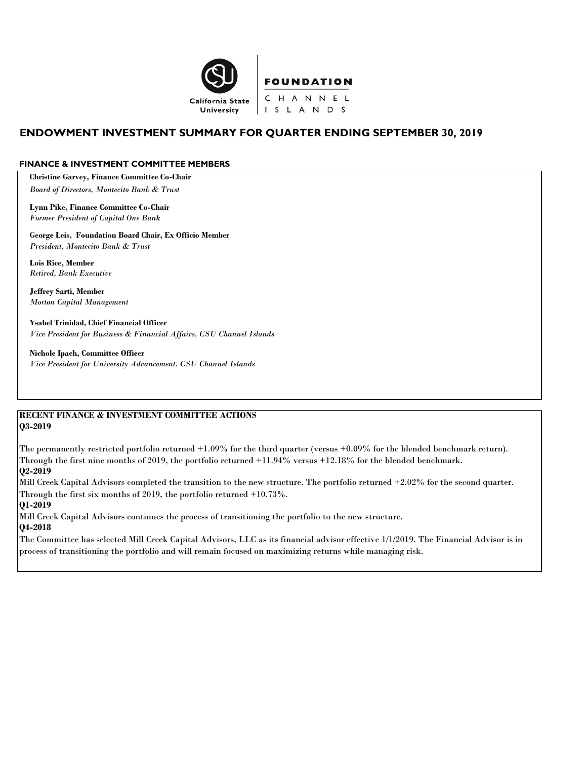California State University | FOUNDATION CHANNEL ISLANDS

# ENDOWMENT INVESTMENT SUMMARY FOR QUARTER ENDING SEPTEMBER 30, 2019

## FINANCE & INVESTMENT COMMITTEE MEMBERS

**Christine Garvey, Finance Committee Co-Chair**
*Board of Directors, Montecito Bank & Trust*

**Lynn Pike, Finance Committee Co-Chair**
*Former President of Capital One Bank*

**George Leis, Foundation Board Chair, Ex Officio Member**
*President, Montecito Bank & Trust*

**Lois Rice, Member**
*Retired, Bank Executive*

**Jeffrey Sarti, Member**
*Morton Capital Management*

**Ysabel Trinidad, Chief Financial Officer**
*Vice President for Business & Financial Affairs, CSU Channel Islands*

**Nichole Ipach, Committee Officer**
*Vice President for University Advancement, CSU Channel Islands*

## RECENT FINANCE & INVESTMENT COMMITTEE ACTIONS

**Q3-2019**

The permanently restricted portfolio returned +1.09% for the third quarter (versus +0.09% for the blended benchmark return). Through the first nine months of 2019, the portfolio returned +11.94% versus +12.18% for the blended benchmark.

**Q2-2019**

Mill Creek Capital Advisors completed the transition to the new structure. The portfolio returned +2.02% for the second quarter. Through the first six months of 2019, the portfolio returned +10.73%.

**Q1-2019**

Mill Creek Capital Advisors continues the process of transitioning the portfolio to the new structure.

**Q4-2018**

The Committee has selected Mill Creek Capital Advisors, LLC as its financial advisor effective 1/1/2019. The Financial Advisor is in process of transitioning the portfolio and will remain focused on maximizing returns while managing risk.